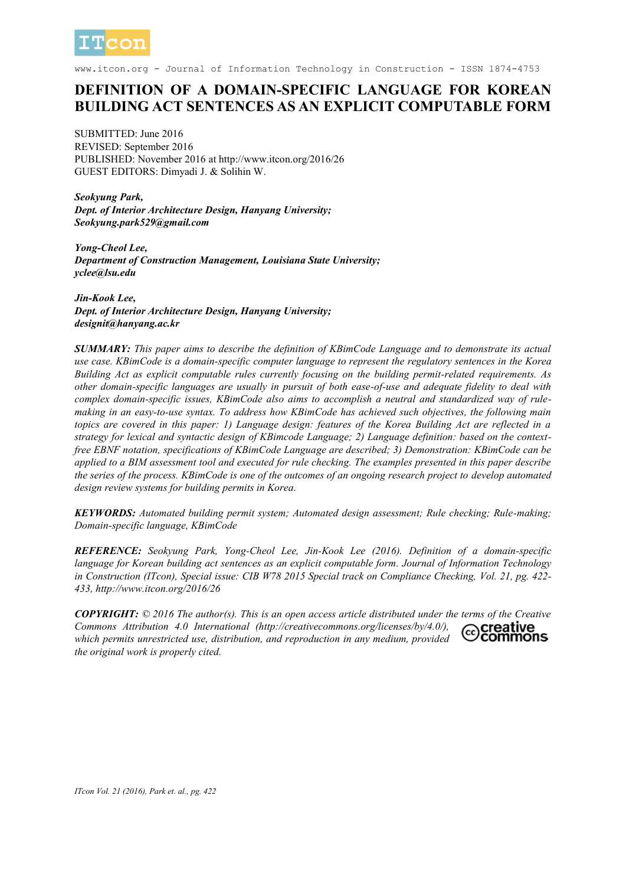# DEFINITION OF A DOMAIN-SPECIFIC LANGUAGE FOR KOREAN BUILDING ACT SENTENCES AS AN EXPLICIT COMPUTABLE FORM

SUBMITTED: June 2016
REVISED: September 2016
PUBLISHED: November 2016 at http://www.itcon.org/2016/26
GUEST EDITORS: Dimyadi J. & Solihin W.

***Seokyung Park,***
***Dept. of Interior Architecture Design, Hanyang University;***
***Seokyung.park529@gmail.com***

***Yong-Cheol Lee,***
***Department of Construction Management, Louisiana State University;***
***yclee@lsu.edu***

***Jin-Kook Lee,***
***Dept. of Interior Architecture Design, Hanyang University;***
***designit@hanyang.ac.kr***

***SUMMARY:*** *This paper aims to describe the definition of KBimCode Language and to demonstrate its actual use case. KBimCode is a domain-specific computer language to represent the regulatory sentences in the Korea Building Act as explicit computable rules currently focusing on the building permit-related requirements. As other domain-specific languages are usually in pursuit of both ease-of-use and adequate fidelity to deal with complex domain-specific issues, KBimCode also aims to accomplish a neutral and standardized way of rule-making in an easy-to-use syntax. To address how KBimCode has achieved such objectives, the following main topics are covered in this paper: 1) Language design: features of the Korea Building Act are reflected in a strategy for lexical and syntactic design of KBimcode Language; 2) Language definition: based on the context-free EBNF notation, specifications of KBimCode Language are described; 3) Demonstration: KBimCode can be applied to a BIM assessment tool and executed for rule checking. The examples presented in this paper describe the series of the process. KBimCode is one of the outcomes of an ongoing research project to develop automated design review systems for building permits in Korea.*

***KEYWORDS:*** *Automated building permit system; Automated design assessment; Rule checking; Rule-making; Domain-specific language, KBimCode*

***REFERENCE:*** *Seokyung Park, Yong-Cheol Lee, Jin-Kook Lee (2016). Definition of a domain-specific language for Korean building act sentences as an explicit computable form. Journal of Information Technology in Construction (ITcon), Special issue: CIB W78 2015 Special track on Compliance Checking, Vol. 21, pg. 422-433, http://www.itcon.org/2016/26*

***COPYRIGHT:*** *© 2016 The author(s). This is an open access article distributed under the terms of the Creative Commons Attribution 4.0 International (http://creativecommons.org/licenses/by/4.0/), which permits unrestricted use, distribution, and reproduction in any medium, provided the original work is properly cited.*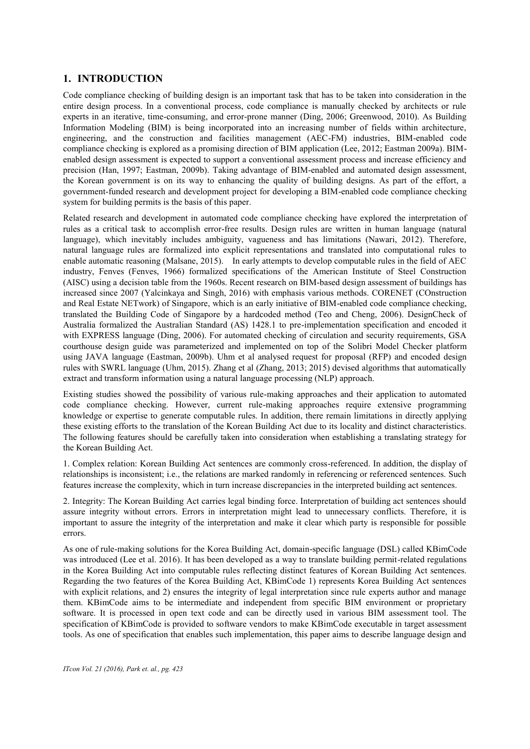## 1. INTRODUCTION

Code compliance checking of building design is an important task that has to be taken into consideration in the entire design process. In a conventional process, code compliance is manually checked by architects or rule experts in an iterative, time-consuming, and error-prone manner (Ding, 2006; Greenwood, 2010). As Building Information Modeling (BIM) is being incorporated into an increasing number of fields within architecture, engineering, and the construction and facilities management (AEC-FM) industries, BIM-enabled code compliance checking is explored as a promising direction of BIM application (Lee, 2012; Eastman 2009a). BIM-enabled design assessment is expected to support a conventional assessment process and increase efficiency and precision (Han, 1997; Eastman, 2009b). Taking advantage of BIM-enabled and automated design assessment, the Korean government is on its way to enhancing the quality of building designs. As part of the effort, a government-funded research and development project for developing a BIM-enabled code compliance checking system for building permits is the basis of this paper.

Related research and development in automated code compliance checking have explored the interpretation of rules as a critical task to accomplish error-free results. Design rules are written in human language (natural language), which inevitably includes ambiguity, vagueness and has limitations (Nawari, 2012). Therefore, natural language rules are formalized into explicit representations and translated into computational rules to enable automatic reasoning (Malsane, 2015). In early attempts to develop computable rules in the field of AEC industry, Fenves (Fenves, 1966) formalized specifications of the American Institute of Steel Construction (AISC) using a decision table from the 1960s. Recent research on BIM-based design assessment of buildings has increased since 2007 (Yalcinkaya and Singh, 2016) with emphasis various methods. CORENET (COnstruction and Real Estate NETwork) of Singapore, which is an early initiative of BIM-enabled code compliance checking, translated the Building Code of Singapore by a hardcoded method (Teo and Cheng, 2006). DesignCheck of Australia formalized the Australian Standard (AS) 1428.1 to pre-implementation specification and encoded it with EXPRESS language (Ding, 2006). For automated checking of circulation and security requirements, GSA courthouse design guide was parameterized and implemented on top of the Solibri Model Checker platform using JAVA language (Eastman, 2009b). Uhm et al analysed request for proposal (RFP) and encoded design rules with SWRL language (Uhm, 2015). Zhang et al (Zhang, 2013; 2015) devised algorithms that automatically extract and transform information using a natural language processing (NLP) approach.

Existing studies showed the possibility of various rule-making approaches and their application to automated code compliance checking. However, current rule-making approaches require extensive programming knowledge or expertise to generate computable rules. In addition, there remain limitations in directly applying these existing efforts to the translation of the Korean Building Act due to its locality and distinct characteristics. The following features should be carefully taken into consideration when establishing a translating strategy for the Korean Building Act.

1. Complex relation: Korean Building Act sentences are commonly cross-referenced. In addition, the display of relationships is inconsistent; i.e., the relations are marked randomly in referencing or referenced sentences. Such features increase the complexity, which in turn increase discrepancies in the interpreted building act sentences.

2. Integrity: The Korean Building Act carries legal binding force. Interpretation of building act sentences should assure integrity without errors. Errors in interpretation might lead to unnecessary conflicts. Therefore, it is important to assure the integrity of the interpretation and make it clear which party is responsible for possible errors.

As one of rule-making solutions for the Korea Building Act, domain-specific language (DSL) called KBimCode was introduced (Lee et al. 2016). It has been developed as a way to translate building permit-related regulations in the Korea Building Act into computable rules reflecting distinct features of Korean Building Act sentences. Regarding the two features of the Korea Building Act, KBimCode 1) represents Korea Building Act sentences with explicit relations, and 2) ensures the integrity of legal interpretation since rule experts author and manage them. KBimCode aims to be intermediate and independent from specific BIM environment or proprietary software. It is processed in open text code and can be directly used in various BIM assessment tool. The specification of KBimCode is provided to software vendors to make KBimCode executable in target assessment tools. As one of specification that enables such implementation, this paper aims to describe language design and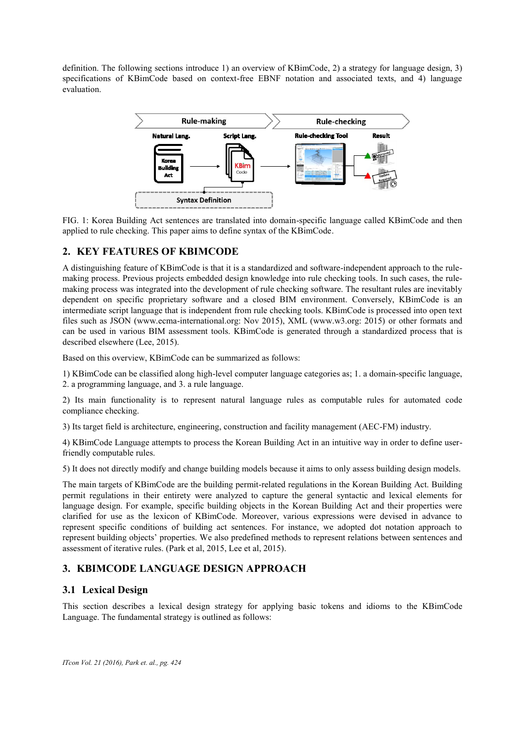definition. The following sections introduce 1) an overview of KBimCode, 2) a strategy for language design, 3) specifications of KBimCode based on context-free EBNF notation and associated texts, and 4) language evaluation.

FIG. 1: Korea Building Act sentences are translated into domain-specific language called KBimCode and then applied to rule checking. This paper aims to define syntax of the KBimCode.

## 2. KEY FEATURES OF KBIMCODE

A distinguishing feature of KBimCode is that it is a standardized and software-independent approach to the rule-making process. Previous projects embedded design knowledge into rule checking tools. In such cases, the rule-making process was integrated into the development of rule checking software. The resultant rules are inevitably dependent on specific proprietary software and a closed BIM environment. Conversely, KBimCode is an intermediate script language that is independent from rule checking tools. KBimCode is processed into open text files such as JSON (www.ecma-international.org: Nov 2015), XML (www.w3.org: 2015) or other formats and can be used in various BIM assessment tools. KBimCode is generated through a standardized process that is described elsewhere (Lee, 2015).

Based on this overview, KBimCode can be summarized as follows:

1) KBimCode can be classified along high-level computer language categories as; 1. a domain-specific language, 2. a programming language, and 3. a rule language.

2) Its main functionality is to represent natural language rules as computable rules for automated code compliance checking.

3) Its target field is architecture, engineering, construction and facility management (AEC-FM) industry.

4) KBimCode Language attempts to process the Korean Building Act in an intuitive way in order to define user-friendly computable rules.

5) It does not directly modify and change building models because it aims to only assess building design models.

The main targets of KBimCode are the building permit-related regulations in the Korean Building Act. Building permit regulations in their entirety were analyzed to capture the general syntactic and lexical elements for language design. For example, specific building objects in the Korean Building Act and their properties were clarified for use as the lexicon of KBimCode. Moreover, various expressions were devised in advance to represent specific conditions of building act sentences. For instance, we adopted dot notation approach to represent building objects' properties. We also predefined methods to represent relations between sentences and assessment of iterative rules. (Park et al, 2015, Lee et al, 2015).

## 3. KBIMCODE LANGUAGE DESIGN APPROACH

### 3.1 Lexical Design

This section describes a lexical design strategy for applying basic tokens and idioms to the KBimCode Language. The fundamental strategy is outlined as follows: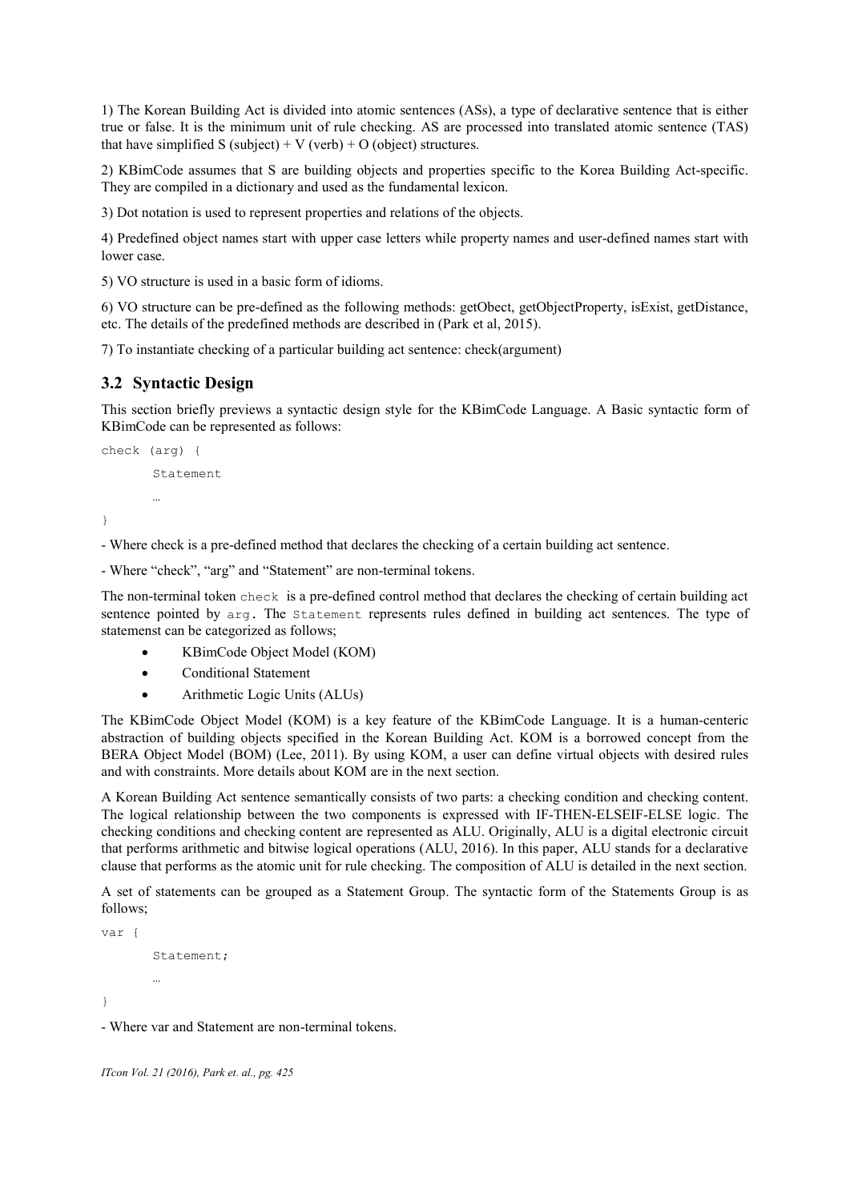1) The Korean Building Act is divided into atomic sentences (ASs), a type of declarative sentence that is either true or false. It is the minimum unit of rule checking. AS are processed into translated atomic sentence (TAS) that have simplified S (subject) + V (verb) + O (object) structures.

2) KBimCode assumes that S are building objects and properties specific to the Korea Building Act-specific. They are compiled in a dictionary and used as the fundamental lexicon.

3) Dot notation is used to represent properties and relations of the objects.

4) Predefined object names start with upper case letters while property names and user-defined names start with lower case.

5) VO structure is used in a basic form of idioms.

6) VO structure can be pre-defined as the following methods: getObect, getObjectProperty, isExist, getDistance, etc. The details of the predefined methods are described in (Park et al, 2015).

7) To instantiate checking of a particular building act sentence: check(argument)

## 3.2 Syntactic Design

This section briefly previews a syntactic design style for the KBimCode Language. A Basic syntactic form of KBimCode can be represented as follows:

```
check (arg) {
       Statement
       …
}
```

- Where check is a pre-defined method that declares the checking of a certain building act sentence.

- Where "check", "arg" and "Statement" are non-terminal tokens.

The non-terminal token `check` is a pre-defined control method that declares the checking of certain building act sentence pointed by `arg`. The `Statement` represents rules defined in building act sentences. The type of statemenst can be categorized as follows;

- KBimCode Object Model (KOM)
- Conditional Statement
- Arithmetic Logic Units (ALUs)

The KBimCode Object Model (KOM) is a key feature of the KBimCode Language. It is a human-centeric abstraction of building objects specified in the Korean Building Act. KOM is a borrowed concept from the BERA Object Model (BOM) (Lee, 2011). By using KOM, a user can define virtual objects with desired rules and with constraints. More details about KOM are in the next section.

A Korean Building Act sentence semantically consists of two parts: a checking condition and checking content. The logical relationship between the two components is expressed with IF-THEN-ELSEIF-ELSE logic. The checking conditions and checking content are represented as ALU. Originally, ALU is a digital electronic circuit that performs arithmetic and bitwise logical operations (ALU, 2016). In this paper, ALU stands for a declarative clause that performs as the atomic unit for rule checking. The composition of ALU is detailed in the next section.

A set of statements can be grouped as a Statement Group. The syntactic form of the Statements Group is as follows;

```
var {
       Statement;
       …
}
```

- Where var and Statement are non-terminal tokens.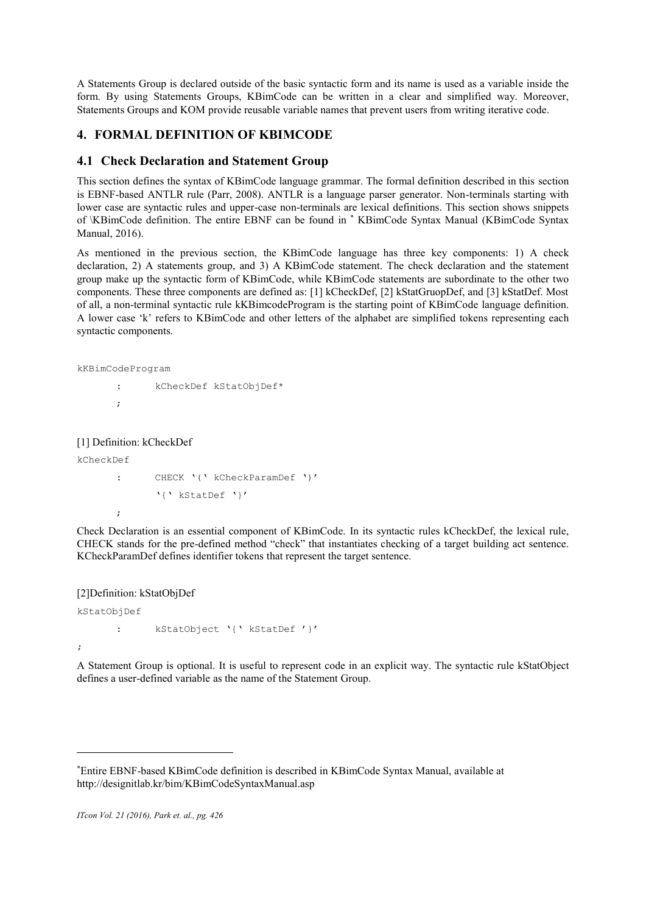A Statements Group is declared outside of the basic syntactic form and its name is used as a variable inside the form. By using Statements Groups, KBimCode can be written in a clear and simplified way. Moreover, Statements Groups and KOM provide reusable variable names that prevent users from writing iterative code.

## 4. FORMAL DEFINITION OF KBIMCODE

### 4.1 Check Declaration and Statement Group

This section defines the syntax of KBimCode language grammar. The formal definition described in this section is EBNF-based ANTLR rule (Parr, 2008). ANTLR is a language parser generator. Non-terminals starting with lower case are syntactic rules and upper-case non-terminals are lexical definitions. This section shows snippets of \KBimCode definition. The entire EBNF can be found in * KBimCode Syntax Manual (KBimCode Syntax Manual, 2016).

As mentioned in the previous section, the KBimCode language has three key components: 1) A check declaration, 2) A statements group, and 3) A KBimCode statement. The check declaration and the statement group make up the syntactic form of KBimCode, while KBimCode statements are subordinate to the other two components. These three components are defined as: [1] kCheckDef, [2] kStatGruopDef, and [3] kStatDef. Most of all, a non-terminal syntactic rule kKBimcodeProgram is the starting point of KBimCode language definition. A lower case 'k' refers to KBimCode and other letters of the alphabet are simplified tokens representing each syntactic components.

```
kKBimCodeProgram
        :       kCheckDef kStatObjDef*
        ;
```

[1] Definition: kCheckDef

```
kCheckDef
        :       CHECK '(' kCheckParamDef ')'
                '{' kStatDef '}'
        ;
```

Check Declaration is an essential component of KBimCode. In its syntactic rules kCheckDef, the lexical rule, CHECK stands for the pre-defined method "check" that instantiates checking of a target building act sentence. KCheckParamDef defines identifier tokens that represent the target sentence.

[2]Definition: kStatObjDef

```
kStatObjDef
        :       kStatObject '{' kStatDef '}'
;
```

A Statement Group is optional. It is useful to represent code in an explicit way. The syntactic rule kStatObject defines a user-defined variable as the name of the Statement Group.

---

*Entire EBNF-based KBimCode definition is described in KBimCode Syntax Manual, available at http://designitlab.kr/bim/KBimCodeSyntaxManual.asp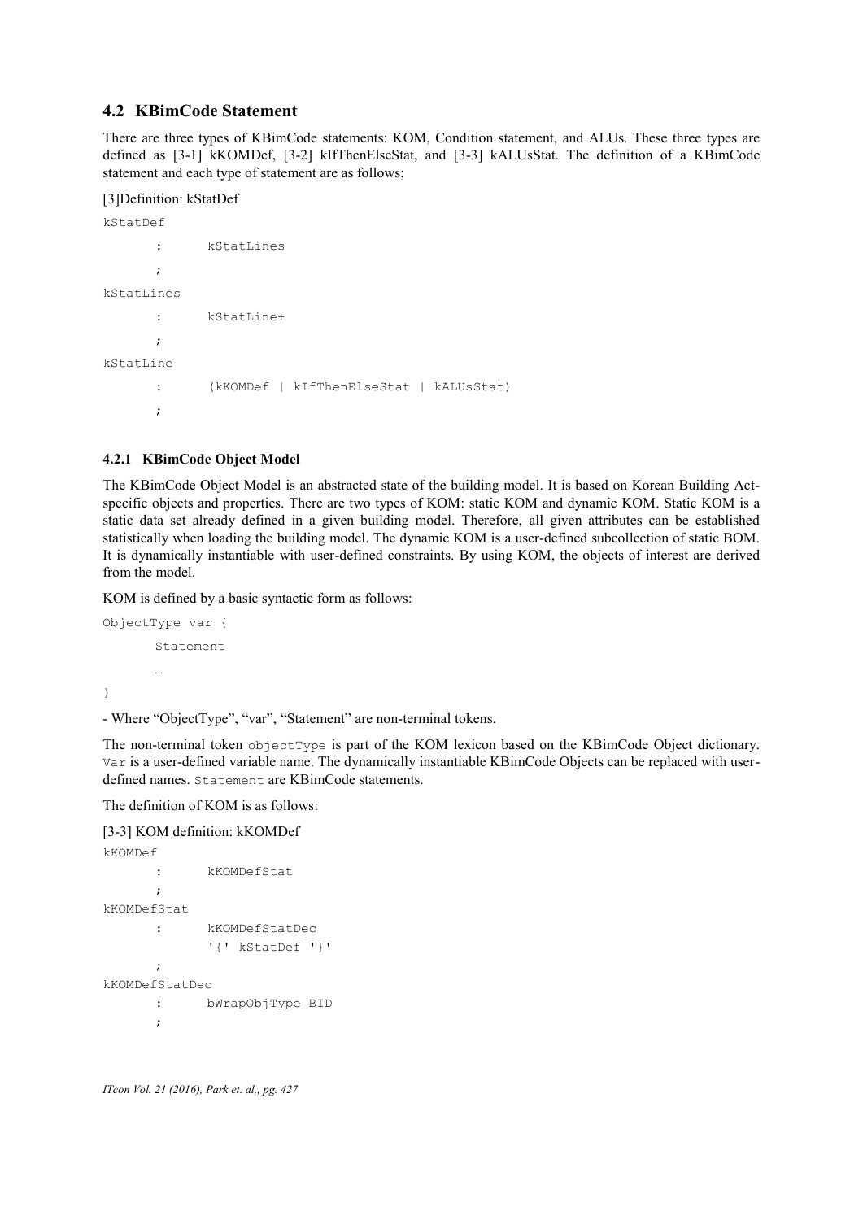## 4.2 KBimCode Statement

There are three types of KBimCode statements: KOM, Condition statement, and ALUs. These three types are defined as [3-1] kKOMDef, [3-2] kIfThenElseStat, and [3-3] kALUsStat. The definition of a KBimCode statement and each type of statement are as follows;

[3]Definition: kStatDef

```
kStatDef
       :      kStatLines
       ;
kStatLines
       :      kStatLine+
       ;
kStatLine
       :      (kKOMDef | kIfThenElseStat | kALUsStat)
       ;
```

### 4.2.1 KBimCode Object Model

The KBimCode Object Model is an abstracted state of the building model. It is based on Korean Building Act-specific objects and properties. There are two types of KOM: static KOM and dynamic KOM. Static KOM is a static data set already defined in a given building model. Therefore, all given attributes can be established statistically when loading the building model. The dynamic KOM is a user-defined subcollection of static BOM. It is dynamically instantiable with user-defined constraints. By using KOM, the objects of interest are derived from the model.

KOM is defined by a basic syntactic form as follows:

```
ObjectType var {
       Statement
       …
}
```

- Where "ObjectType", "var", "Statement" are non-terminal tokens.

The non-terminal token `objectType` is part of the KOM lexicon based on the KBimCode Object dictionary. `Var` is a user-defined variable name. The dynamically instantiable KBimCode Objects can be replaced with user-defined names. `Statement` are KBimCode statements.

The definition of KOM is as follows:

[3-3] KOM definition: kKOMDef

```
kKOMDef
       :      kKOMDefStat
       ;
kKOMDefStat
       :      kKOMDefStatDec
              '{' kStatDef '}'
       ;
kKOMDefStatDec
       :      bWrapObjType BID
       ;
```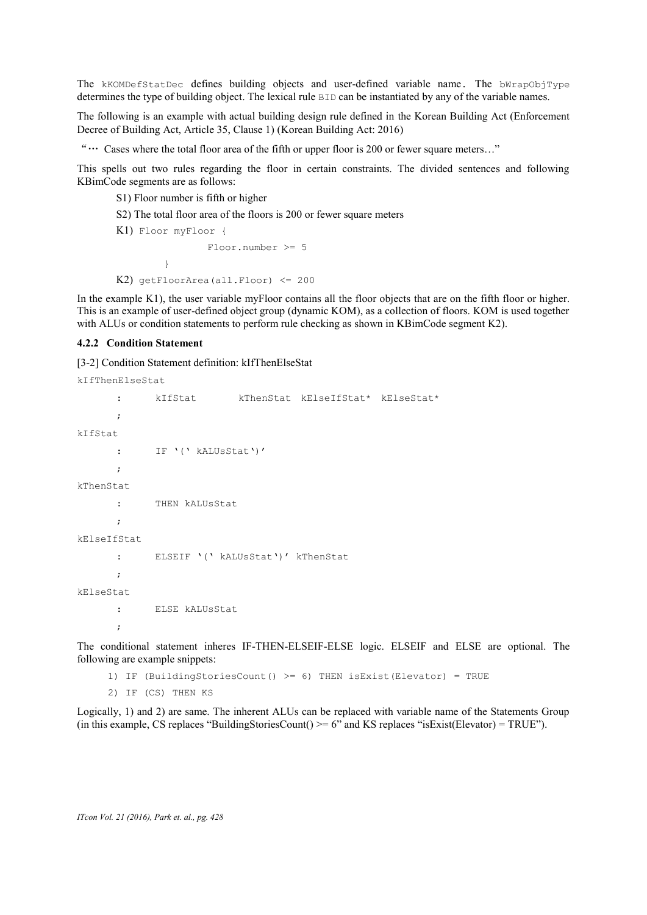The `kKOMDefStatDec` defines building objects and user-defined variable name. The `bWrapObjType` determines the type of building object. The lexical rule `BID` can be instantiated by any of the variable names.

The following is an example with actual building design rule defined in the Korean Building Act (Enforcement Decree of Building Act, Article 35, Clause 1) (Korean Building Act: 2016)

"… Cases where the total floor area of the fifth or upper floor is 200 or fewer square meters…"

This spells out two rules regarding the floor in certain constraints. The divided sentences and following KBimCode segments are as follows:

S1) Floor number is fifth or higher

S2) The total floor area of the floors is 200 or fewer square meters

K1)
```
Floor myFloor {
            Floor.number >= 5
      }
```

K2)
```
getFloorArea(all.Floor) <= 200
```

In the example K1), the user variable myFloor contains all the floor objects that are on the fifth floor or higher. This is an example of user-defined object group (dynamic KOM), as a collection of floors. KOM is used together with ALUs or condition statements to perform rule checking as shown in KBimCode segment K2).

#### 4.2.2 Condition Statement

[3-2] Condition Statement definition: kIfThenElseStat

```
kIfThenElseStat
      :      kIfStat       kThenStat  kElseIfStat*  kElseStat*
      ;
kIfStat
      :      IF '(' kALUsStat')'
      ;
kThenStat
      :      THEN kALUsStat
      ;
kElseIfStat
      :      ELSEIF '(' kALUsStat')' kThenStat
      ;
kElseStat
      :      ELSE kALUsStat
      ;
```

The conditional statement inheres IF-THEN-ELSEIF-ELSE logic. ELSEIF and ELSE are optional. The following are example snippets:

```
1) IF (BuildingStoriesCount() >= 6) THEN isExist(Elevator) = TRUE
2) IF (CS) THEN KS
```

Logically, 1) and 2) are same. The inherent ALUs can be replaced with variable name of the Statements Group (in this example, CS replaces "BuildingStoriesCount() >= 6" and KS replaces "isExist(Elevator) = TRUE").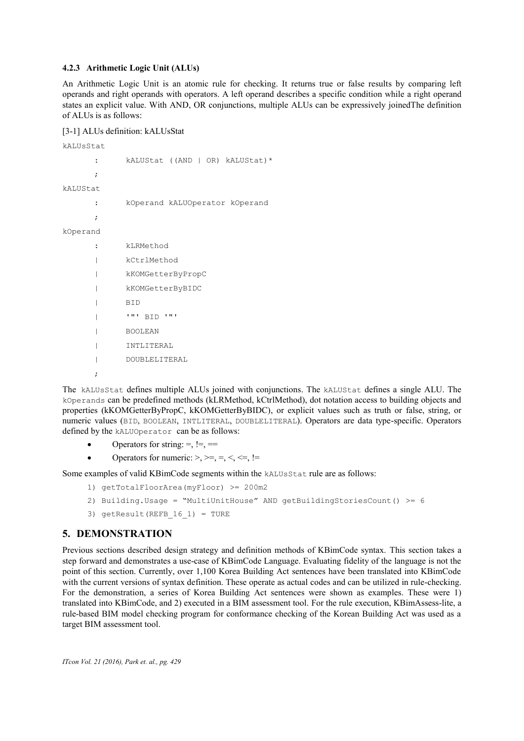#### 4.2.3 Arithmetic Logic Unit (ALUs)

An Arithmetic Logic Unit is an atomic rule for checking. It returns true or false results by comparing left operands and right operands with operators. A left operand describes a specific condition while a right operand states an explicit value. With AND, OR conjunctions, multiple ALUs can be expressively joinedThe definition of ALUs is as follows:

[3-1] ALUs definition: kALUsStat

```
kALUsStat
        :       kALUStat ((AND | OR) kALUStat)*
        ;
kALUStat
        :       kOperand kALUOperator kOperand
        ;
kOperand
        :       kLRMethod
        |       kCtrlMethod
        |       kKOMGetterByPropC
        |       kKOMGetterByBIDC
        |       BID
        |       '"' BID '"'
        |       BOOLEAN
        |       INTLITERAL
        |       DOUBLELITERAL
        ;
```

The `kALUsStat` defines multiple ALUs joined with conjunctions. The `kALUStat` defines a single ALU. The `kOperands` can be predefined methods (kLRMethod, kCtrlMethod), dot notation access to building objects and properties (kKOMGetterByPropC, kKOMGetterByBIDC), or explicit values such as truth or false, string, or numeric values (`BID`, `BOOLEAN`, `INTLITERAL`, `DOUBLELITERAL`). Operators are data type-specific. Operators defined by the `kALUOperator` can be as follows:

- Operators for string: =, !=, ==
- Operators for numeric: >, >=, =, <, <=, !=

Some examples of valid KBimCode segments within the `kALUsStat` rule are as follows:

```
1) getTotalFloorArea(myFloor) >= 200m2
2) Building.Usage = “MultiUnitHouse” AND getBuildingStoriesCount() >= 6
3) getResult(REFB_16_1) = TURE
```

## 5. DEMONSTRATION

Previous sections described design strategy and definition methods of KBimCode syntax. This section takes a step forward and demonstrates a use-case of KBimCode Language. Evaluating fidelity of the language is not the point of this section. Currently, over 1,100 Korea Building Act sentences have been translated into KBimCode with the current versions of syntax definition. These operate as actual codes and can be utilized in rule-checking. For the demonstration, a series of Korea Building Act sentences were shown as examples. These were 1) translated into KBimCode, and 2) executed in a BIM assessment tool. For the rule execution, KBimAssess-lite, a rule-based BIM model checking program for conformance checking of the Korean Building Act was used as a target BIM assessment tool.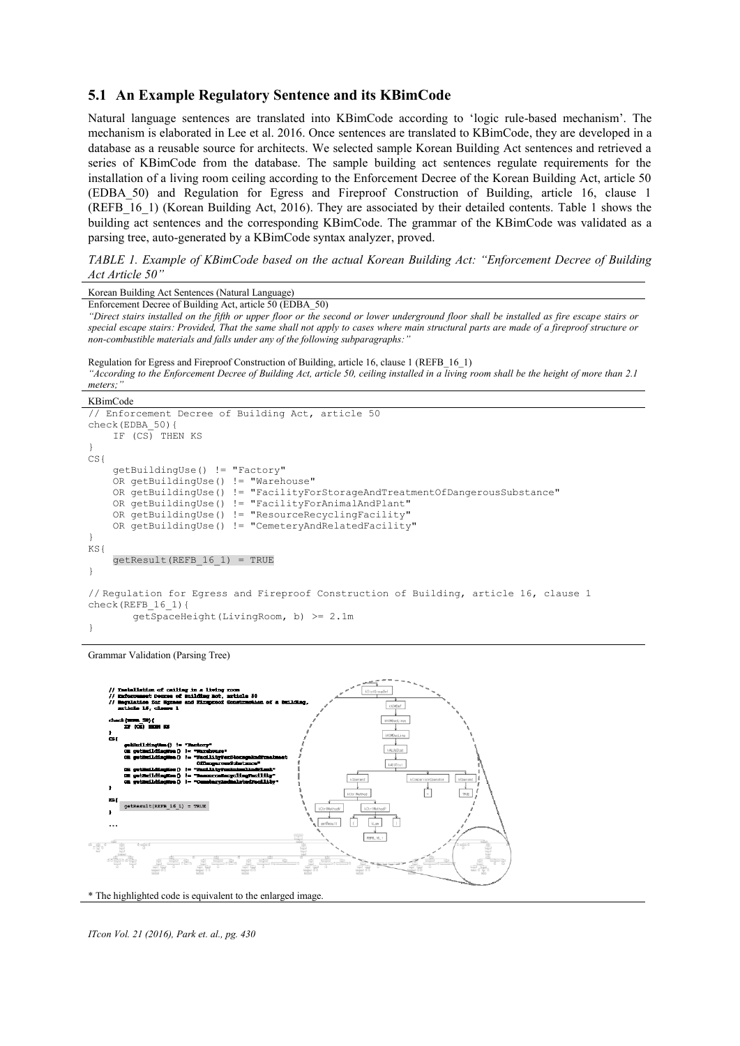## 5.1 An Example Regulatory Sentence and its KBimCode

Natural language sentences are translated into KBimCode according to 'logic rule-based mechanism'. The mechanism is elaborated in Lee et al. 2016. Once sentences are translated to KBimCode, they are developed in a database as a reusable source for architects. We selected sample Korean Building Act sentences and retrieved a series of KBimCode from the database. The sample building act sentences regulate requirements for the installation of a living room ceiling according to the Enforcement Decree of the Korean Building Act, article 50 (EDBA_50) and Regulation for Egress and Fireproof Construction of Building, article 16, clause 1 (REFB_16_1) (Korean Building Act, 2016). They are associated by their detailed contents. Table 1 shows the building act sentences and the corresponding KBimCode. The grammar of the KBimCode was validated as a parsing tree, auto-generated by a KBimCode syntax analyzer, proved.

*TABLE 1. Example of KBimCode based on the actual Korean Building Act: "Enforcement Decree of Building Act Article 50"*

**Korean Building Act Sentences (Natural Language)**

Enforcement Decree of Building Act, article 50 (EDBA_50)

*"Direct stairs installed on the fifth or upper floor or the second or lower underground floor shall be installed as fire escape stairs or special escape stairs: Provided, That the same shall not apply to cases where main structural parts are made of a fireproof structure or non-combustible materials and falls under any of the following subparagraphs:"*

Regulation for Egress and Fireproof Construction of Building, article 16, clause 1 (REFB_16_1)

*"According to the Enforcement Decree of Building Act, article 50, ceiling installed in a living room shall be the height of more than 2.1 meters;"*

**KBimCode**

```
// Enforcement Decree of Building Act, article 50
check(EDBA_50){
    IF (CS) THEN KS
}
CS{
    getBuildingUse() != "Factory"
    OR getBuildingUse() != "Warehouse"
    OR getBuildingUse() != "FacilityForStorageAndTreatmentOfDangerousSubstance"
    OR getBuildingUse() != "FacilityForAnimalAndPlant"
    OR getBuildingUse() != "ResourceRecyclingFacility"
    OR getBuildingUse() != "CemeteryAndRelatedFacility"
}
KS{
    getResult(REFB_16_1) = TRUE
}

// Regulation for Egress and Fireproof Construction of Building, article 16, clause 1
check(REFB_16_1){
        getSpaceHeight(LivingRoom, b) >= 2.1m
}
```

**Grammar Validation (Parsing Tree)**

\* The highlighted code is equivalent to the enlarged image.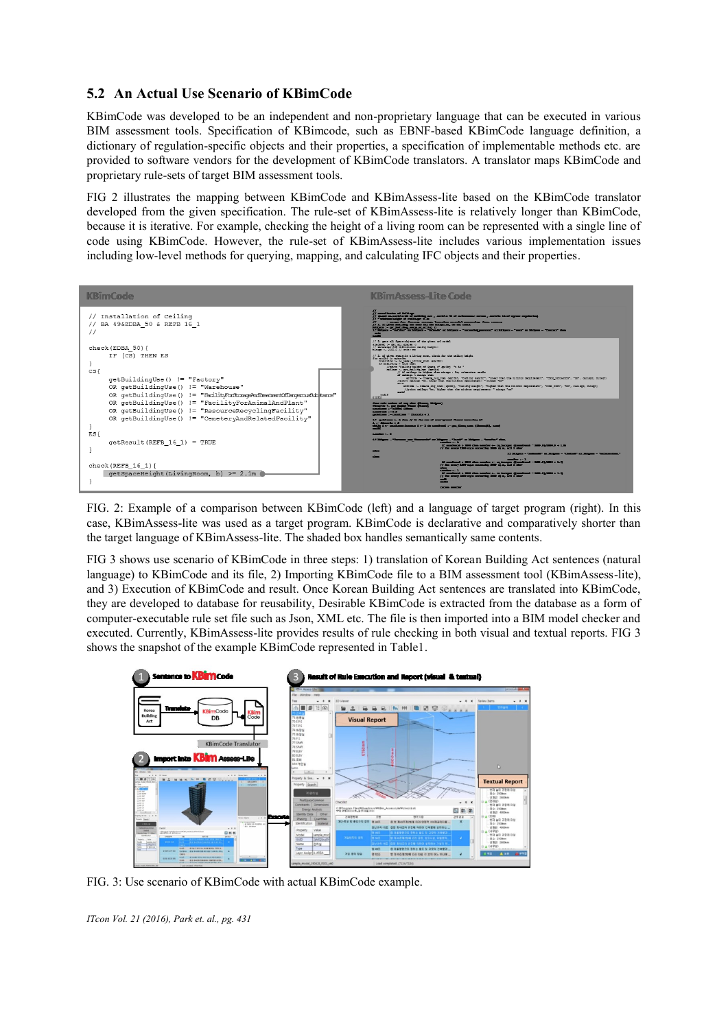## 5.2 An Actual Use Scenario of KBimCode

KBimCode was developed to be an independent and non-proprietary language that can be executed in various BIM assessment tools. Specification of KBimcode, such as EBNF-based KBimCode language definition, a dictionary of regulation-specific objects and their properties, a specification of implementable methods etc. are provided to software vendors for the development of KBimCode translators. A translator maps KBimCode and proprietary rule-sets of target BIM assessment tools.

FIG 2 illustrates the mapping between KBimCode and KBimAssess-lite based on the KBimCode translator developed from the given specification. The rule-set of KBimAssess-lite is relatively longer than KBimCode, because it is iterative. For example, checking the height of a living room can be represented with a single line of code using KBimCode. However, the rule-set of KBimAssess-lite includes various implementation issues including low-level methods for querying, mapping, and calculating IFC objects and their properties.

FIG. 2: Example of a comparison between KBimCode (left) and a language of target program (right). In this case, KBimAssess-lite was used as a target program. KBimCode is declarative and comparatively shorter than the target language of KBimAssess-lite. The shaded box handles semantically same contents.

FIG 3 shows use scenario of KBimCode in three steps: 1) translation of Korean Building Act sentences (natural language) to KBimCode and its file, 2) Importing KBimCode file to a BIM assessment tool (KBimAssess-lite), and 3) Execution of KBimCode and result. Once Korean Building Act sentences are translated into KBimCode, they are developed to database for reusability, Desirable KBimCode is extracted from the database as a form of computer-executable rule set file such as Json, XML etc. The file is then imported into a BIM model checker and executed. Currently, KBimAssess-lite provides results of rule checking in both visual and textual reports. FIG 3 shows the snapshot of the example KBimCode represented in Table1.

FIG. 3: Use scenario of KBimCode with actual KBimCode example.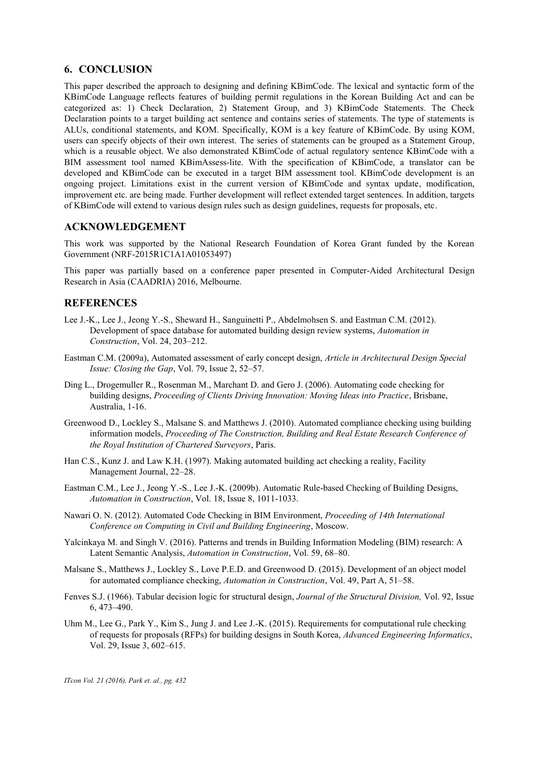## 6. CONCLUSION

This paper described the approach to designing and defining KBimCode. The lexical and syntactic form of the KBimCode Language reflects features of building permit regulations in the Korean Building Act and can be categorized as: 1) Check Declaration, 2) Statement Group, and 3) KBimCode Statements. The Check Declaration points to a target building act sentence and contains series of statements. The type of statements is ALUs, conditional statements, and KOM. Specifically, KOM is a key feature of KBimCode. By using KOM, users can specify objects of their own interest. The series of statements can be grouped as a Statement Group, which is a reusable object. We also demonstrated KBimCode of actual regulatory sentence KBimCode with a BIM assessment tool named KBimAssess-lite. With the specification of KBimCode, a translator can be developed and KBimCode can be executed in a target BIM assessment tool. KBimCode development is an ongoing project. Limitations exist in the current version of KBimCode and syntax update, modification, improvement etc. are being made. Further development will reflect extended target sentences. In addition, targets of KBimCode will extend to various design rules such as design guidelines, requests for proposals, etc.

## ACKNOWLEDGEMENT

This work was supported by the National Research Foundation of Korea Grant funded by the Korean Government (NRF-2015R1C1A1A01053497)

This paper was partially based on a conference paper presented in Computer-Aided Architectural Design Research in Asia (CAADRIA) 2016, Melbourne.

## REFERENCES

Lee J.-K., Lee J., Jeong Y.-S., Sheward H., Sanguinetti P., Abdelmohsen S. and Eastman C.M. (2012). Development of space database for automated building design review systems, *Automation in Construction*, Vol. 24, 203–212.

Eastman C.M. (2009a), Automated assessment of early concept design, *Article in Architectural Design Special Issue: Closing the Gap*, Vol. 79, Issue 2, 52–57.

Ding L., Drogemuller R., Rosenman M., Marchant D. and Gero J. (2006). Automating code checking for building designs, *Proceeding of Clients Driving Innovation: Moving Ideas into Practice*, Brisbane, Australia, 1-16.

Greenwood D., Lockley S., Malsane S. and Matthews J. (2010). Automated compliance checking using building information models, *Proceeding of The Construction, Building and Real Estate Research Conference of the Royal Institution of Chartered Surveyors*, Paris.

Han C.S., Kunz J. and Law K.H. (1997). Making automated building act checking a reality, Facility Management Journal, 22–28.

Eastman C.M., Lee J., Jeong Y.-S., Lee J.-K. (2009b). Automatic Rule-based Checking of Building Designs, *Automation in Construction*, Vol. 18, Issue 8, 1011-1033.

Nawari O. N. (2012). Automated Code Checking in BIM Environment, *Proceeding of 14th International Conference on Computing in Civil and Building Engineering*, Moscow.

Yalcinkaya M. and Singh V. (2016). Patterns and trends in Building Information Modeling (BIM) research: A Latent Semantic Analysis, *Automation in Construction*, Vol. 59, 68–80.

Malsane S., Matthews J., Lockley S., Love P.E.D. and Greenwood D. (2015). Development of an object model for automated compliance checking, *Automation in Construction*, Vol. 49, Part A, 51–58.

Fenves S.J. (1966). Tabular decision logic for structural design, *Journal of the Structural Division,* Vol. 92, Issue 6, 473–490.

Uhm M., Lee G., Park Y., Kim S., Jung J. and Lee J.-K. (2015). Requirements for computational rule checking of requests for proposals (RFPs) for building designs in South Korea, *Advanced Engineering Informatics*, Vol. 29, Issue 3, 602–615.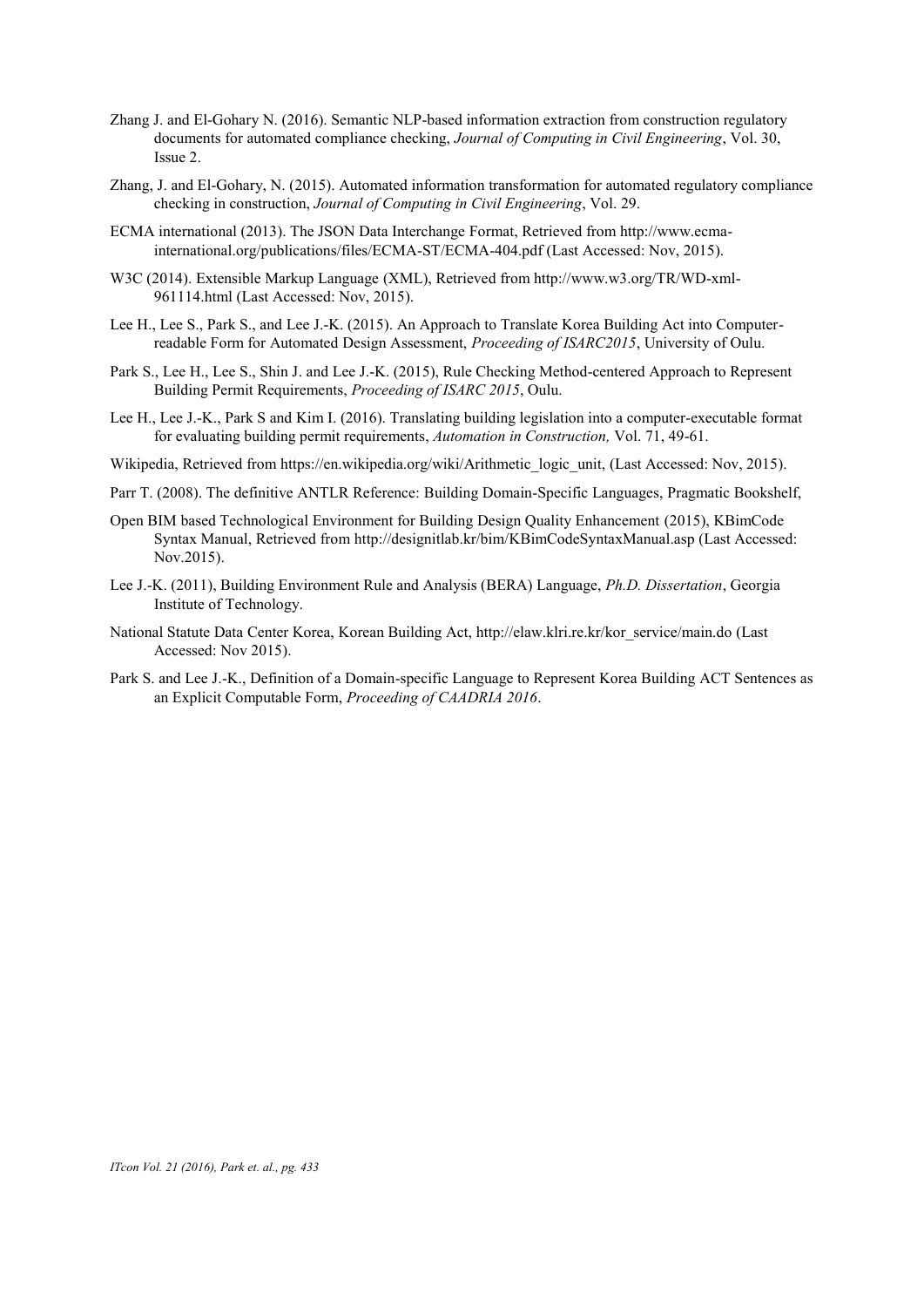Zhang J. and El-Gohary N. (2016). Semantic NLP-based information extraction from construction regulatory documents for automated compliance checking, *Journal of Computing in Civil Engineering*, Vol. 30, Issue 2.

Zhang, J. and El-Gohary, N. (2015). Automated information transformation for automated regulatory compliance checking in construction, *Journal of Computing in Civil Engineering*, Vol. 29.

ECMA international (2013). The JSON Data Interchange Format, Retrieved from http://www.ecma-international.org/publications/files/ECMA-ST/ECMA-404.pdf (Last Accessed: Nov, 2015).

W3C (2014). Extensible Markup Language (XML), Retrieved from http://www.w3.org/TR/WD-xml-961114.html (Last Accessed: Nov, 2015).

Lee H., Lee S., Park S., and Lee J.-K. (2015). An Approach to Translate Korea Building Act into Computer-readable Form for Automated Design Assessment, *Proceeding of ISARC2015*, University of Oulu.

Park S., Lee H., Lee S., Shin J. and Lee J.-K. (2015), Rule Checking Method-centered Approach to Represent Building Permit Requirements, *Proceeding of ISARC 2015*, Oulu.

Lee H., Lee J.-K., Park S and Kim I. (2016). Translating building legislation into a computer-executable format for evaluating building permit requirements, *Automation in Construction,* Vol. 71, 49-61.

Wikipedia, Retrieved from https://en.wikipedia.org/wiki/Arithmetic_logic_unit, (Last Accessed: Nov, 2015).

Parr T. (2008). The definitive ANTLR Reference: Building Domain-Specific Languages, Pragmatic Bookshelf,

Open BIM based Technological Environment for Building Design Quality Enhancement (2015), KBimCode Syntax Manual, Retrieved from http://designitlab.kr/bim/KBimCodeSyntaxManual.asp (Last Accessed: Nov.2015).

Lee J.-K. (2011), Building Environment Rule and Analysis (BERA) Language, *Ph.D. Dissertation*, Georgia Institute of Technology.

National Statute Data Center Korea, Korean Building Act, http://elaw.klri.re.kr/kor_service/main.do (Last Accessed: Nov 2015).

Park S. and Lee J.-K., Definition of a Domain-specific Language to Represent Korea Building ACT Sentences as an Explicit Computable Form, *Proceeding of CAADRIA 2016*.